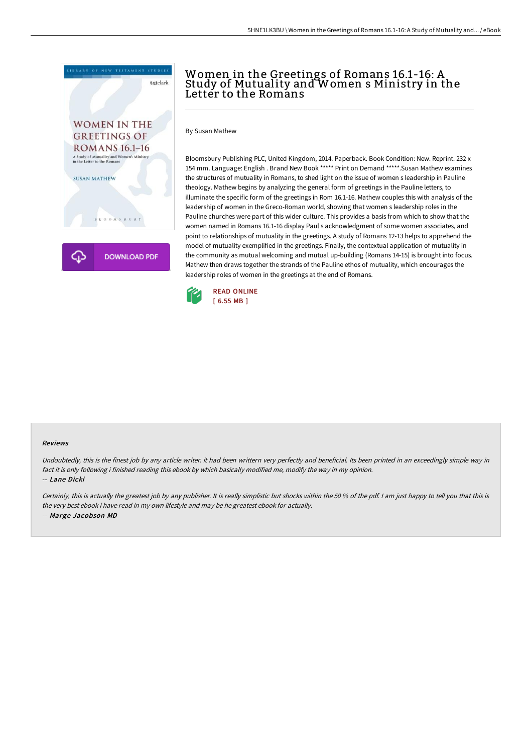# Women in the Greetings of Romans 16.1-16: A Study of Mutuality and Women s Ministry in the Letter to the Romans

By Susan Mathew

Bloomsbury Publishing PLC, United Kingdom, 2014. Paperback. Book Condition: New. Reprint. 232 x 154 mm. Language: English . Brand New Book ***** Print on Demand *****.Susan Mathew examines the structures of mutuality in Romans, to shed light on the issue of women s leadership in Pauline theology. Mathew begins by analyzing the general form of greetings in the Pauline letters, to illuminate the specific form of the greetings in Rom 16.1-16. Mathew couples this with analysis of the leadership of women in the Greco-Roman world, showing that women s leadership roles in the Pauline churches were part of this wider culture. This provides a basis from which to show that the women named in Romans 16.1-16 display Paul s acknowledgment of some women associates, and point to relationships of mutuality in the greetings. A study of Romans 12-13 helps to apprehend the model of mutuality exemplified in the greetings. Finally, the contextual application of mutuality in the community as mutual welcoming and mutual up-building (Romans 14-15) is brought into focus. Mathew then draws together the strands of the Pauline ethos of mutuality, which encourages the leadership roles of women in the greetings at the end of Romans.

READ ONLINE
[ 6.55 MB ]

#### Reviews

*Undoubtedly, this is the finest job by any article writer. it had been writtern very perfectly and beneficial. Its been printed in an exceedingly simple way in fact it is only following i finished reading this ebook by which basically modified me, modify the way in my opinion.*

-- *Lane Dicki*

*Certainly, this is actually the greatest job by any publisher. It is really simplistic but shocks within the 50 % of the pdf. I am just happy to tell you that this is the very best ebook i have read in my own lifestyle and may be he greatest ebook for actually.*

-- *Marge Jacobson MD*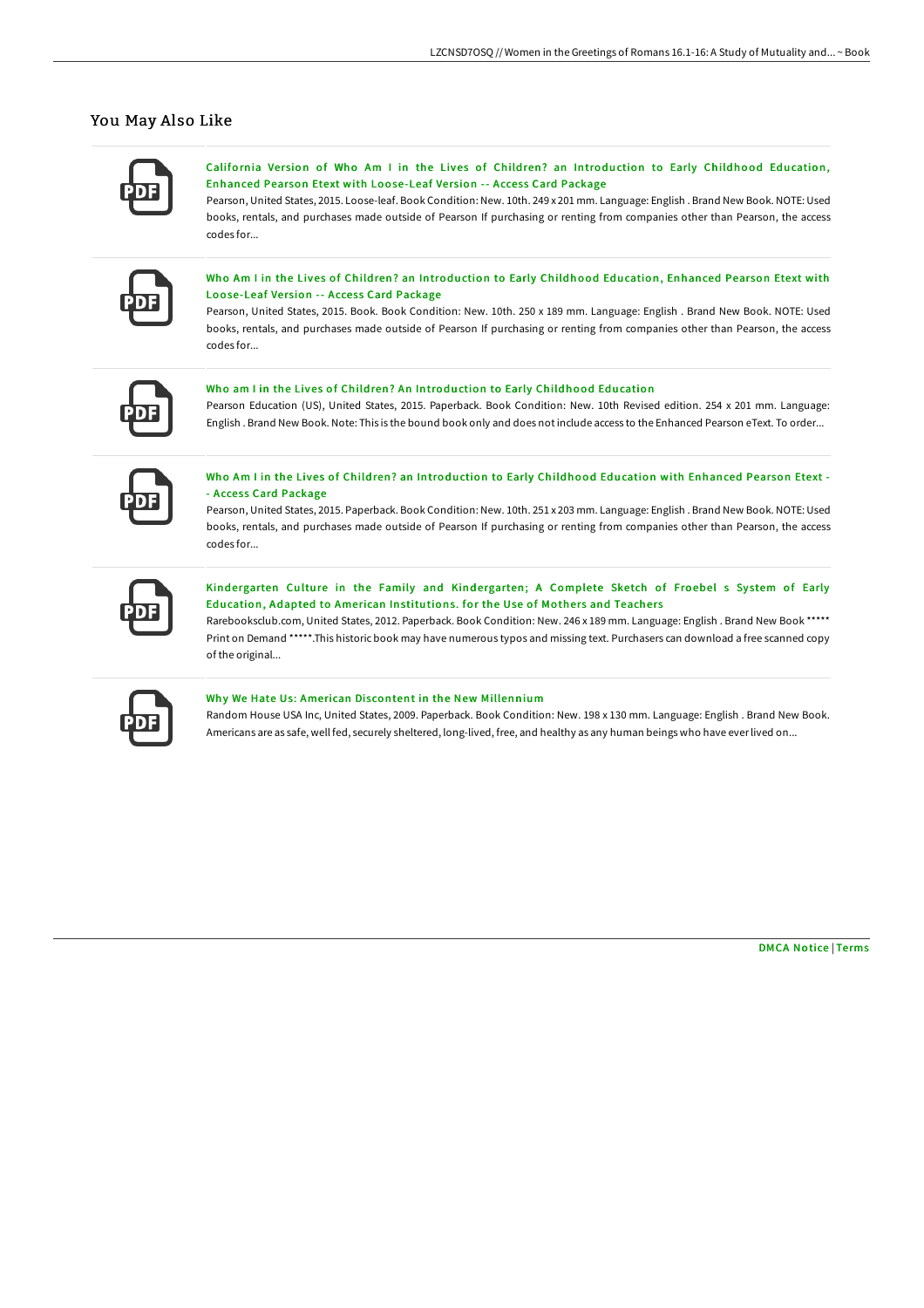## You May Also Like

**California Version of Who Am I in the Lives of Children? an Introduction to Early Childhood Education, Enhanced Pearson Etext with Loose-Leaf Version -- Access Card Package**

Pearson, United States, 2015. Loose-leaf. Book Condition: New. 10th. 249 x 201 mm. Language: English . Brand New Book. NOTE: Used books, rentals, and purchases made outside of Pearson If purchasing or renting from companies other than Pearson, the access codes for...

**Who Am I in the Lives of Children? an Introduction to Early Childhood Education, Enhanced Pearson Etext with Loose-Leaf Version -- Access Card Package**

Pearson, United States, 2015. Book. Book Condition: New. 10th. 250 x 189 mm. Language: English . Brand New Book. NOTE: Used books, rentals, and purchases made outside of Pearson If purchasing or renting from companies other than Pearson, the access codes for...

**Who am I in the Lives of Children? An Introduction to Early Childhood Education**

Pearson Education (US), United States, 2015. Paperback. Book Condition: New. 10th Revised edition. 254 x 201 mm. Language: English . Brand New Book. Note: This is the bound book only and does not include access to the Enhanced Pearson eText. To order...

**Who Am I in the Lives of Children? an Introduction to Early Childhood Education with Enhanced Pearson Etext -- Access Card Package**

Pearson, United States, 2015. Paperback. Book Condition: New. 10th. 251 x 203 mm. Language: English . Brand New Book. NOTE: Used books, rentals, and purchases made outside of Pearson If purchasing or renting from companies other than Pearson, the access codes for...

**Kindergarten Culture in the Family and Kindergarten; A Complete Sketch of Froebel s System of Early Education, Adapted to American Institutions. for the Use of Mothers and Teachers**

Rarebooksclub.com, United States, 2012. Paperback. Book Condition: New. 246 x 189 mm. Language: English . Brand New Book ***** Print on Demand *****.This historic book may have numerous typos and missing text. Purchasers can download a free scanned copy of the original...

**Why We Hate Us: American Discontent in the New Millennium**

Random House USA Inc, United States, 2009. Paperback. Book Condition: New. 198 x 130 mm. Language: English . Brand New Book. Americans are as safe, well fed, securely sheltered, long-lived, free, and healthy as any human beings who have ever lived on...